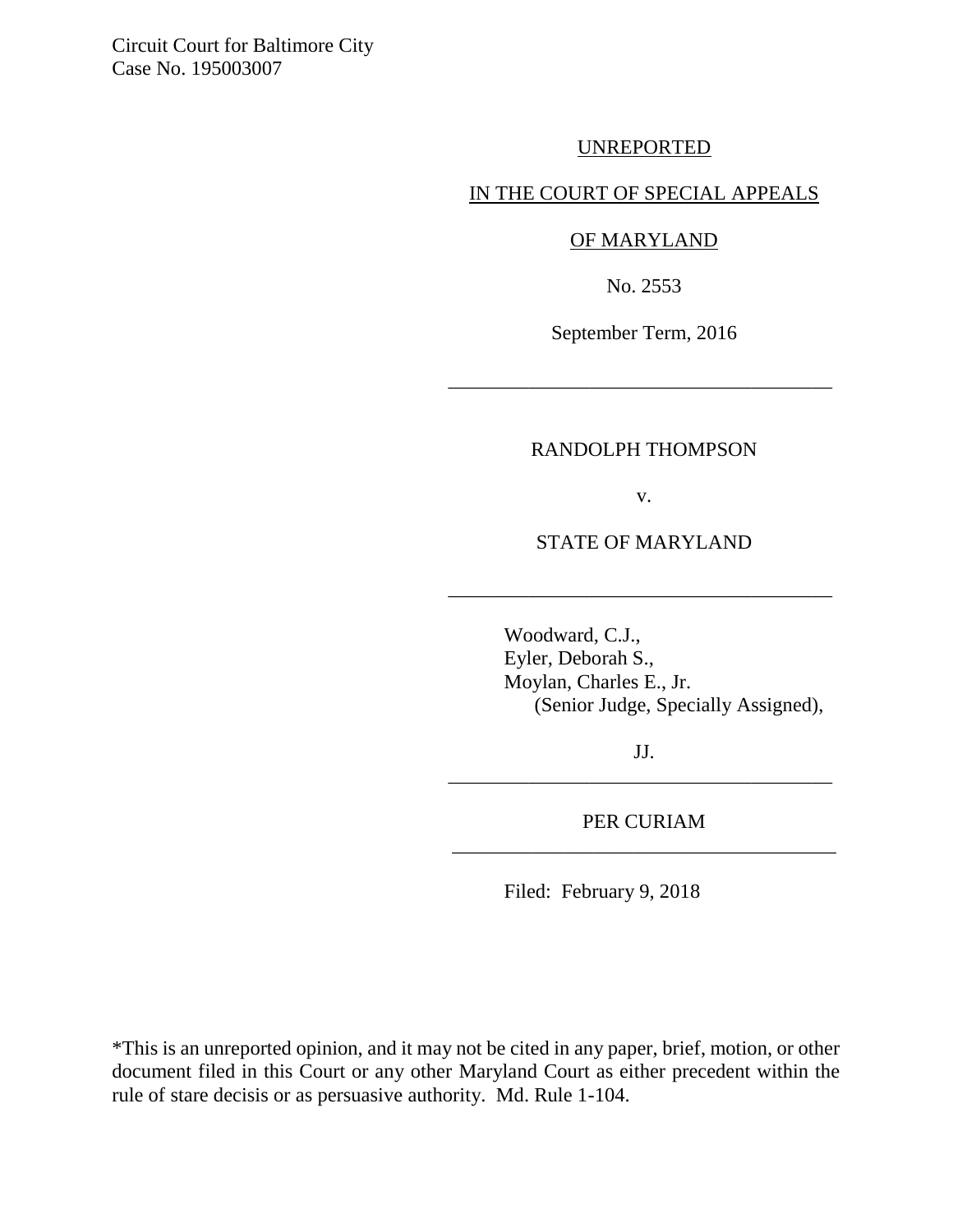Circuit Court for Baltimore City
Case No. 195003007

UNREPORTED

IN THE COURT OF SPECIAL APPEALS

OF MARYLAND

No. 2553

September Term, 2016

---

RANDOLPH THOMPSON

v.

STATE OF MARYLAND

---

Woodward, C.J.,
Eyler, Deborah S.,
Moylan, Charles E., Jr.
(Senior Judge, Specially Assigned),

JJ.

---

PER CURIAM

---

Filed: February 9, 2018

*This is an unreported opinion, and it may not be cited in any paper, brief, motion, or other document filed in this Court or any other Maryland Court as either precedent within the rule of stare decisis or as persuasive authority. Md. Rule 1-104.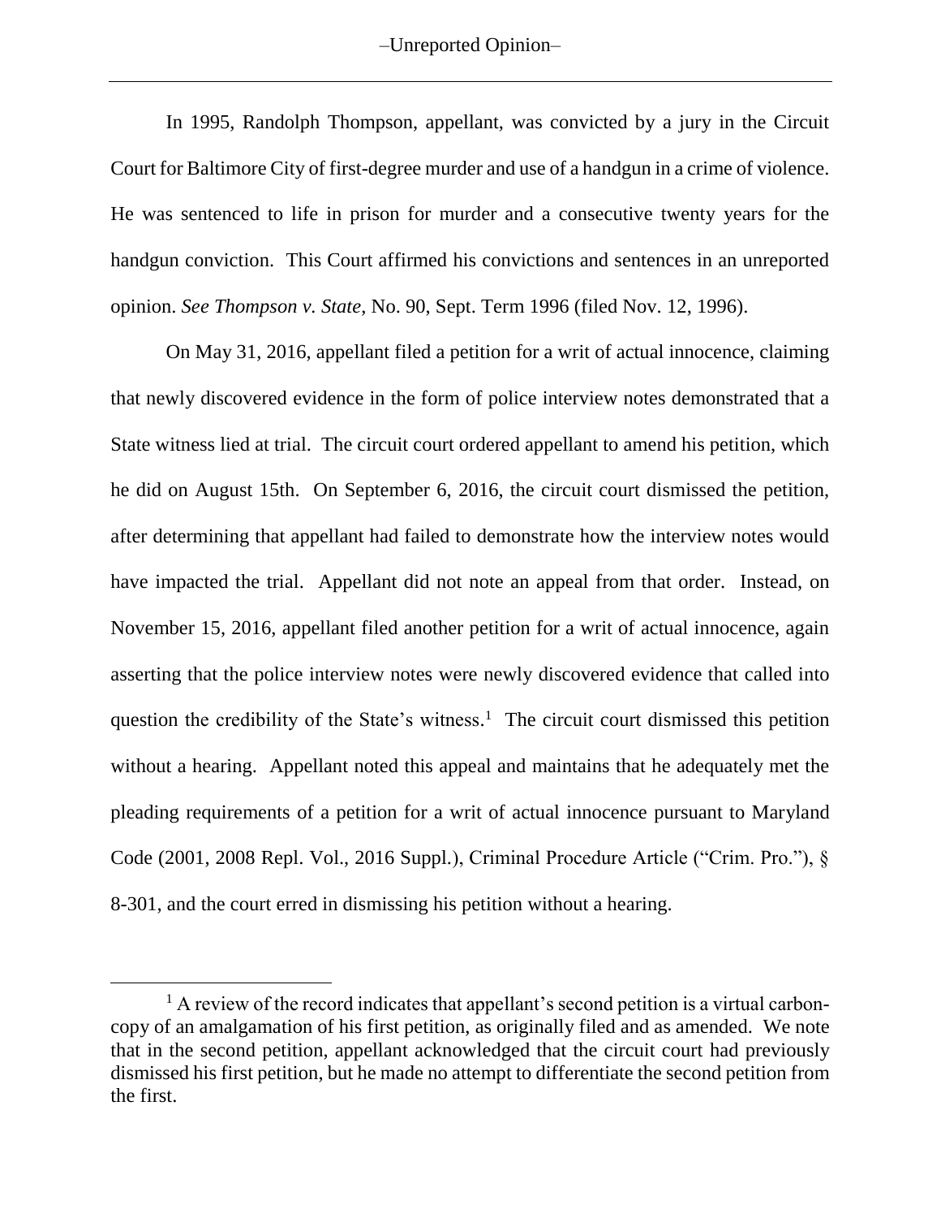In 1995, Randolph Thompson, appellant, was convicted by a jury in the Circuit Court for Baltimore City of first-degree murder and use of a handgun in a crime of violence. He was sentenced to life in prison for murder and a consecutive twenty years for the handgun conviction. This Court affirmed his convictions and sentences in an unreported opinion. *See Thompson v. State*, No. 90, Sept. Term 1996 (filed Nov. 12, 1996).

On May 31, 2016, appellant filed a petition for a writ of actual innocence, claiming that newly discovered evidence in the form of police interview notes demonstrated that a State witness lied at trial. The circuit court ordered appellant to amend his petition, which he did on August 15th. On September 6, 2016, the circuit court dismissed the petition, after determining that appellant had failed to demonstrate how the interview notes would have impacted the trial. Appellant did not note an appeal from that order. Instead, on November 15, 2016, appellant filed another petition for a writ of actual innocence, again asserting that the police interview notes were newly discovered evidence that called into question the credibility of the State's witness.[1] The circuit court dismissed this petition without a hearing. Appellant noted this appeal and maintains that he adequately met the pleading requirements of a petition for a writ of actual innocence pursuant to Maryland Code (2001, 2008 Repl. Vol., 2016 Suppl.), Criminal Procedure Article ("Crim. Pro."), § 8-301, and the court erred in dismissing his petition without a hearing.

[1] A review of the record indicates that appellant's second petition is a virtual carbon-copy of an amalgamation of his first petition, as originally filed and as amended. We note that in the second petition, appellant acknowledged that the circuit court had previously dismissed his first petition, but he made no attempt to differentiate the second petition from the first.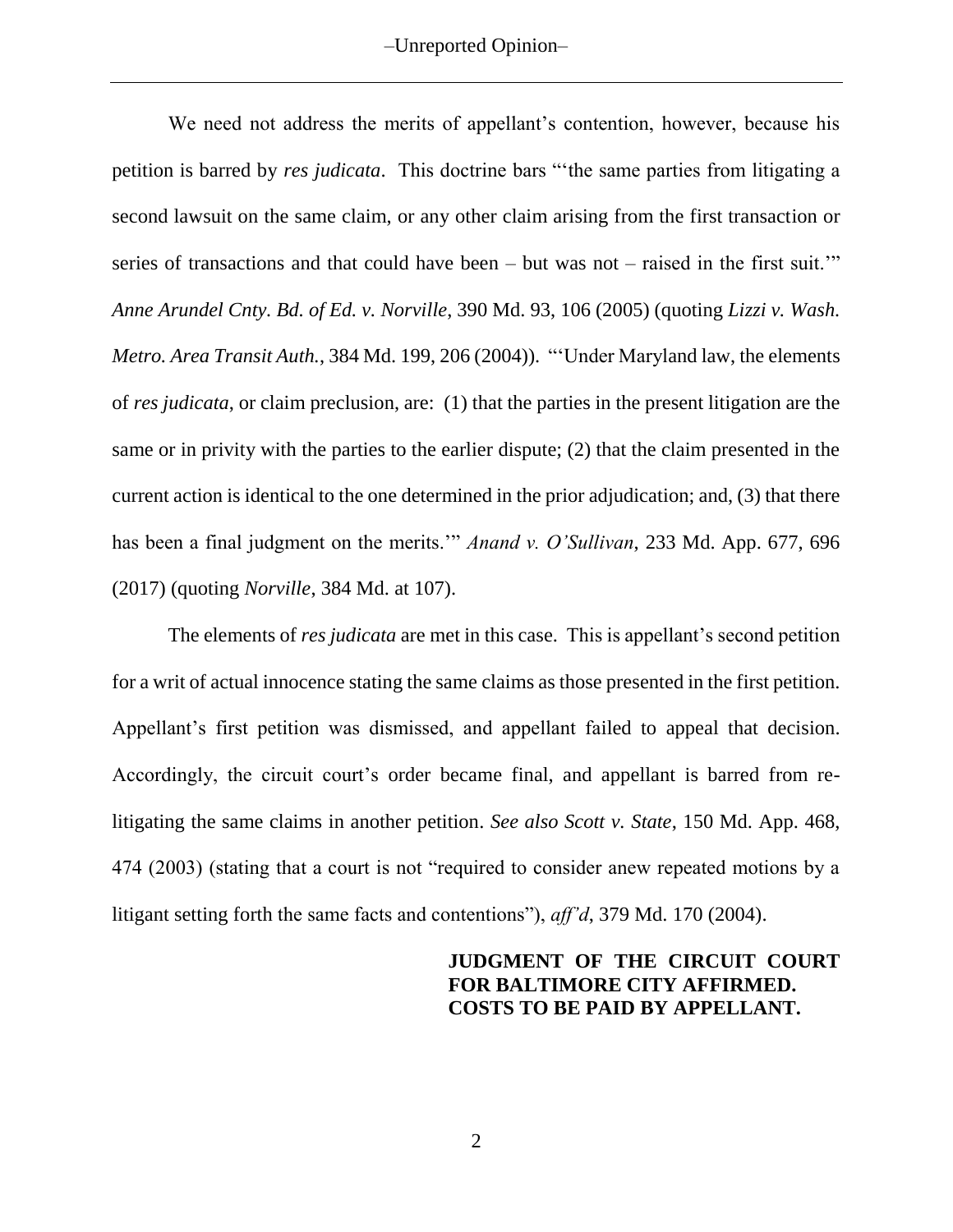We need not address the merits of appellant's contention, however, because his petition is barred by *res judicata*. This doctrine bars "'the same parties from litigating a second lawsuit on the same claim, or any other claim arising from the first transaction or series of transactions and that could have been – but was not – raised in the first suit.'" *Anne Arundel Cnty. Bd. of Ed. v. Norville*, 390 Md. 93, 106 (2005) (quoting *Lizzi v. Wash. Metro. Area Transit Auth.*, 384 Md. 199, 206 (2004)). "'Under Maryland law, the elements of *res judicata*, or claim preclusion, are: (1) that the parties in the present litigation are the same or in privity with the parties to the earlier dispute; (2) that the claim presented in the current action is identical to the one determined in the prior adjudication; and, (3) that there has been a final judgment on the merits.'" *Anand v. O'Sullivan*, 233 Md. App. 677, 696 (2017) (quoting *Norville*, 384 Md. at 107).

The elements of *res judicata* are met in this case. This is appellant's second petition for a writ of actual innocence stating the same claims as those presented in the first petition. Appellant's first petition was dismissed, and appellant failed to appeal that decision. Accordingly, the circuit court's order became final, and appellant is barred from re-litigating the same claims in another petition. *See also Scott v. State*, 150 Md. App. 468, 474 (2003) (stating that a court is not "required to consider anew repeated motions by a litigant setting forth the same facts and contentions"), *aff'd*, 379 Md. 170 (2004).

**JUDGMENT OF THE CIRCUIT COURT FOR BALTIMORE CITY AFFIRMED. COSTS TO BE PAID BY APPELLANT.**